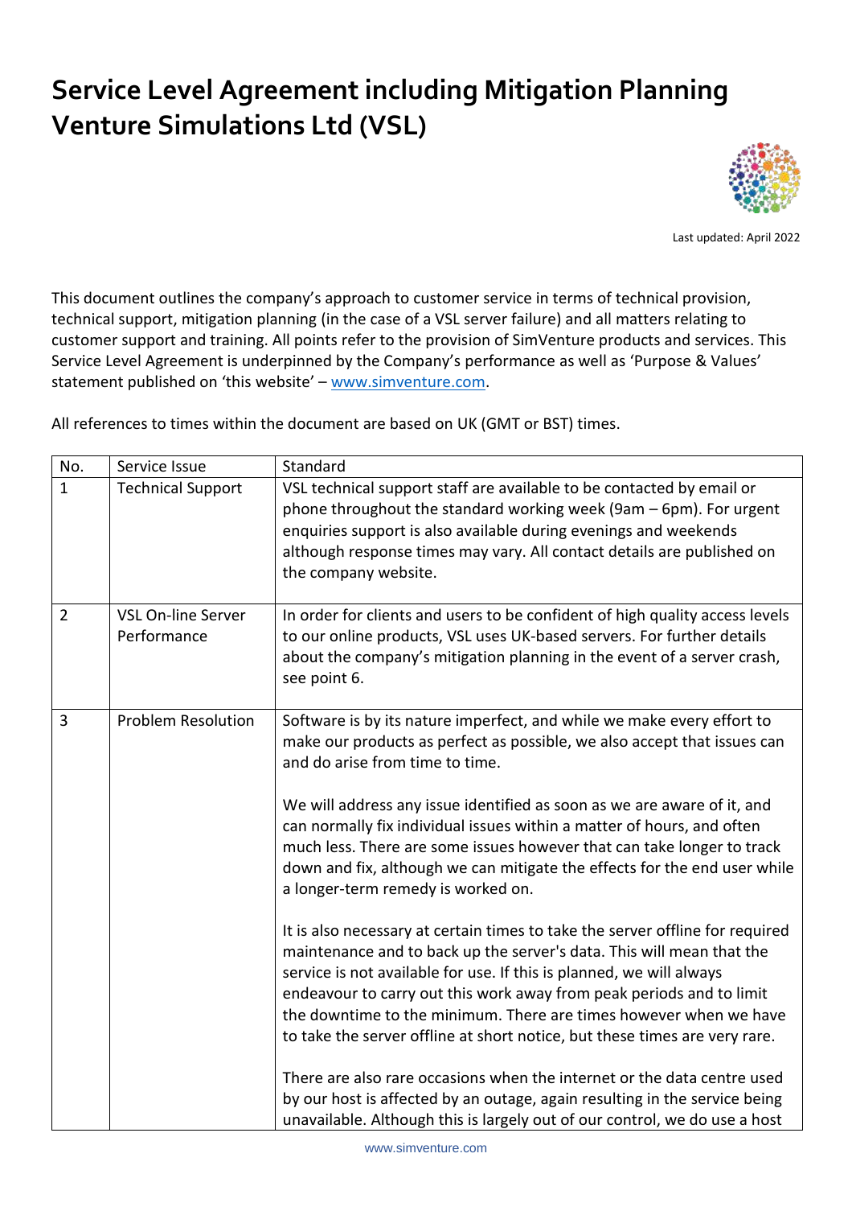# Service Level Agreement including Mitigation Planning Venture Simulations Ltd (VSL)

Last updated: April 2022

This document outlines the company's approach to customer service in terms of technical provision, technical support, mitigation planning (in the case of a VSL server failure) and all matters relating to customer support and training. All points refer to the provision of SimVenture products and services. This Service Level Agreement is underpinned by the Company's performance as well as 'Purpose & Values' statement published on 'this website' – [www.simventure.com](http://www.simventure.com).

All references to times within the document are based on UK (GMT or BST) times.

| No. | Service Issue | Standard |
|---|---|---|
| 1 | Technical Support | VSL technical support staff are available to be contacted by email or phone throughout the standard working week (9am – 6pm). For urgent enquiries support is also available during evenings and weekends although response times may vary. All contact details are published on the company website. |
| 2 | VSL On-line Server Performance | In order for clients and users to be confident of high quality access levels to our online products, VSL uses UK-based servers. For further details about the company's mitigation planning in the event of a server crash, see point 6. |
| 3 | Problem Resolution | Software is by its nature imperfect, and while we make every effort to make our products as perfect as possible, we also accept that issues can and do arise from time to time.<br><br>We will address any issue identified as soon as we are aware of it, and can normally fix individual issues within a matter of hours, and often much less. There are some issues however that can take longer to track down and fix, although we can mitigate the effects for the end user while a longer-term remedy is worked on.<br><br>It is also necessary at certain times to take the server offline for required maintenance and to back up the server's data. This will mean that the service is not available for use. If this is planned, we will always endeavour to carry out this work away from peak periods and to limit the downtime to the minimum. There are times however when we have to take the server offline at short notice, but these times are very rare.<br><br>There are also rare occasions when the internet or the data centre used by our host is affected by an outage, again resulting in the service being unavailable. Although this is largely out of our control, we do use a host |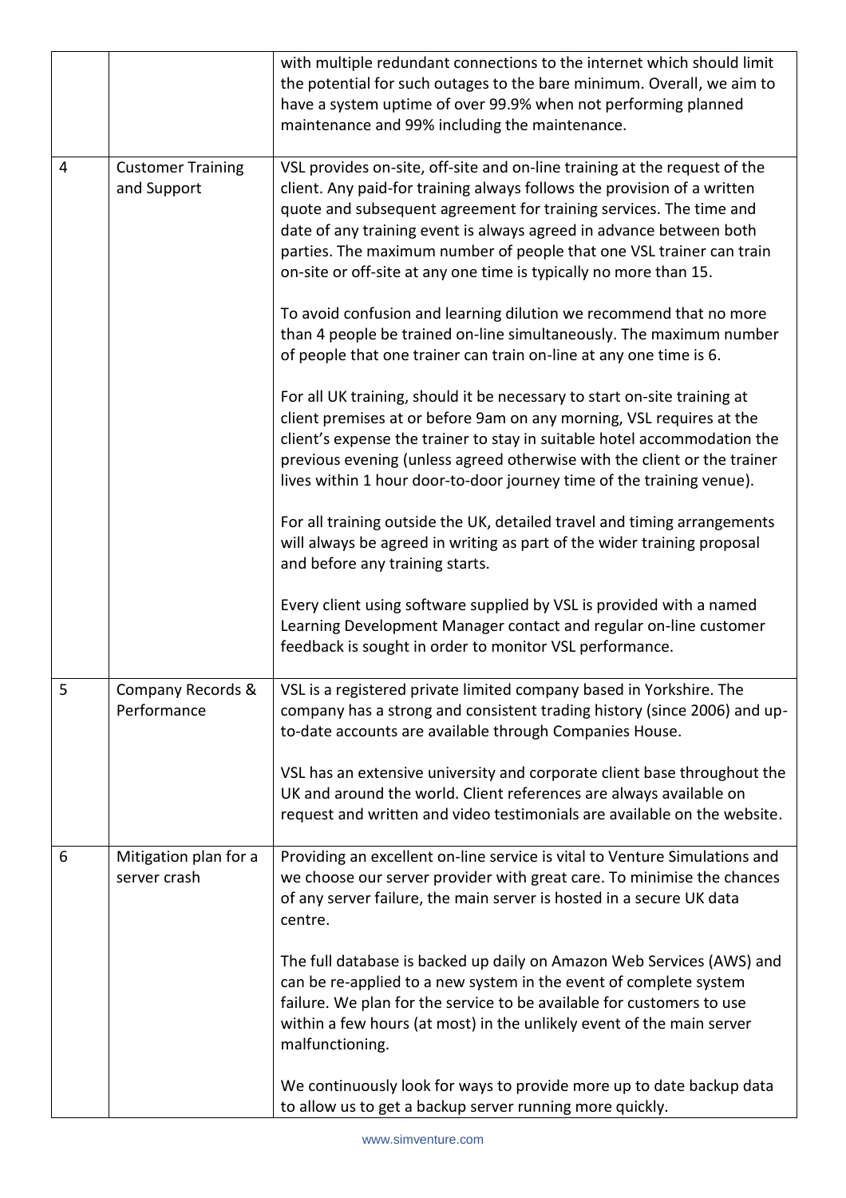| | | |
|---|---|---|
| | | with multiple redundant connections to the internet which should limit the potential for such outages to the bare minimum. Overall, we aim to have a system uptime of over 99.9% when not performing planned maintenance and 99% including the maintenance. |
| 4 | Customer Training and Support | VSL provides on-site, off-site and on-line training at the request of the client. Any paid-for training always follows the provision of a written quote and subsequent agreement for training services. The time and date of any training event is always agreed in advance between both parties. The maximum number of people that one VSL trainer can train on-site or off-site at any one time is typically no more than 15.<br><br>To avoid confusion and learning dilution we recommend that no more than 4 people be trained on-line simultaneously. The maximum number of people that one trainer can train on-line at any one time is 6.<br><br>For all UK training, should it be necessary to start on-site training at client premises at or before 9am on any morning, VSL requires at the client's expense the trainer to stay in suitable hotel accommodation the previous evening (unless agreed otherwise with the client or the trainer lives within 1 hour door-to-door journey time of the training venue).<br><br>For all training outside the UK, detailed travel and timing arrangements will always be agreed in writing as part of the wider training proposal and before any training starts.<br><br>Every client using software supplied by VSL is provided with a named Learning Development Manager contact and regular on-line customer feedback is sought in order to monitor VSL performance. |
| 5 | Company Records & Performance | VSL is a registered private limited company based in Yorkshire. The company has a strong and consistent trading history (since 2006) and up-to-date accounts are available through Companies House.<br><br>VSL has an extensive university and corporate client base throughout the UK and around the world. Client references are always available on request and written and video testimonials are available on the website. |
| 6 | Mitigation plan for a server crash | Providing an excellent on-line service is vital to Venture Simulations and we choose our server provider with great care. To minimise the chances of any server failure, the main server is hosted in a secure UK data centre.<br><br>The full database is backed up daily on Amazon Web Services (AWS) and can be re-applied to a new system in the event of complete system failure. We plan for the service to be available for customers to use within a few hours (at most) in the unlikely event of the main server malfunctioning.<br><br>We continuously look for ways to provide more up to date backup data to allow us to get a backup server running more quickly. |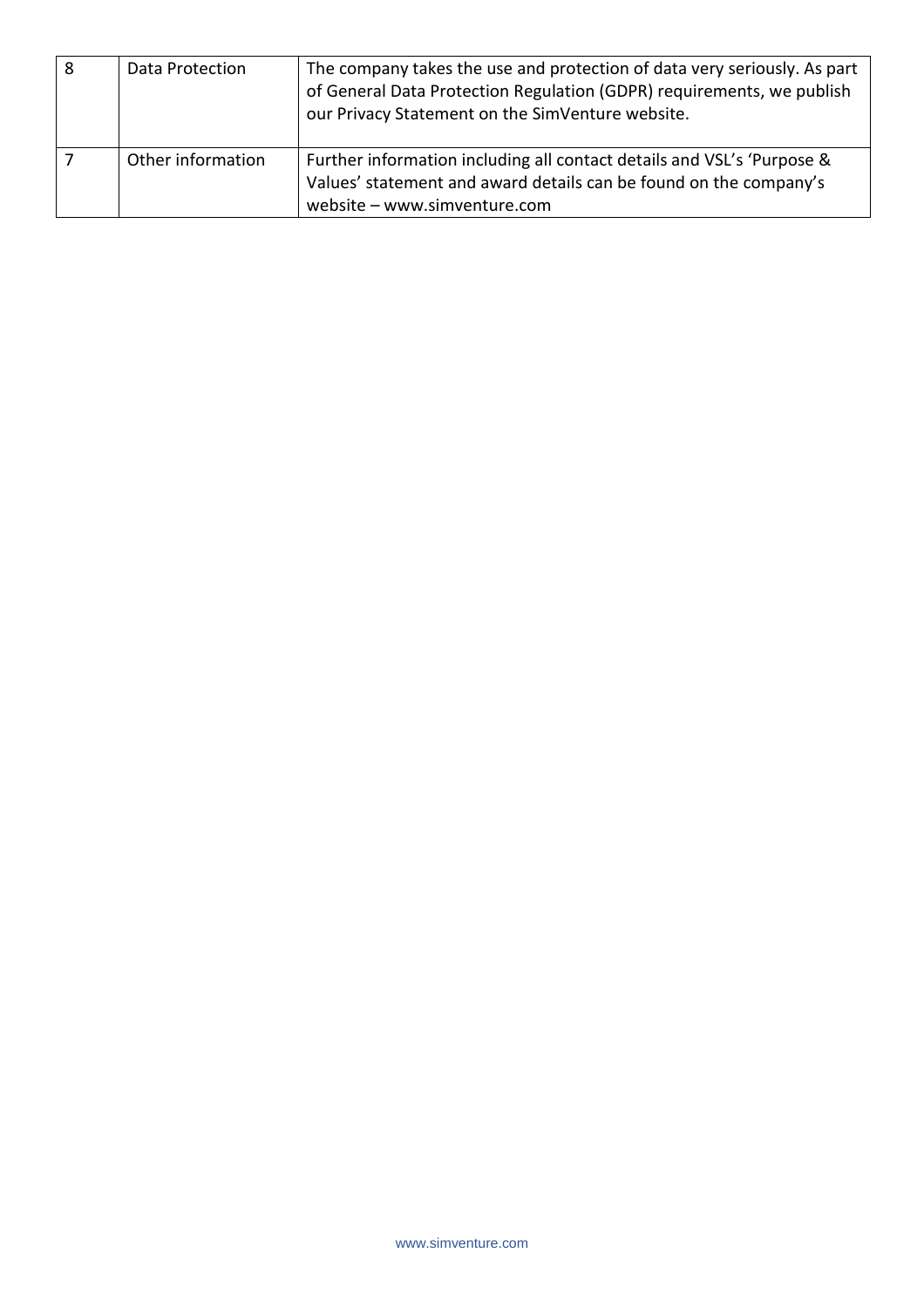| | | |
|---|---|---|
| 8 | Data Protection | The company takes the use and protection of data very seriously. As part of General Data Protection Regulation (GDPR) requirements, we publish our Privacy Statement on the SimVenture website. |
| 7 | Other information | Further information including all contact details and VSL's 'Purpose & Values' statement and award details can be found on the company's website – www.simventure.com |